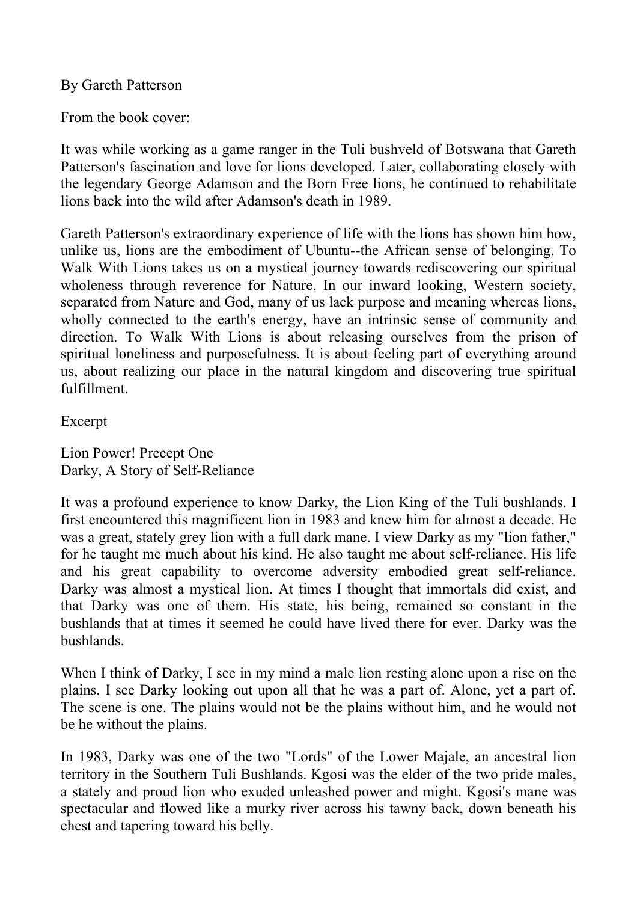By Gareth Patterson

From the book cover:

It was while working as a game ranger in the Tuli bushveld of Botswana that Gareth Patterson's fascination and love for lions developed. Later, collaborating closely with the legendary George Adamson and the Born Free lions, he continued to rehabilitate lions back into the wild after Adamson's death in 1989.

Gareth Patterson's extraordinary experience of life with the lions has shown him how, unlike us, lions are the embodiment of Ubuntu--the African sense of belonging. To Walk With Lions takes us on a mystical journey towards rediscovering our spiritual wholeness through reverence for Nature. In our inward looking, Western society, separated from Nature and God, many of us lack purpose and meaning whereas lions, wholly connected to the earth's energy, have an intrinsic sense of community and direction. To Walk With Lions is about releasing ourselves from the prison of spiritual loneliness and purposefulness. It is about feeling part of everything around us, about realizing our place in the natural kingdom and discovering true spiritual fulfillment.

Excerpt

Lion Power! Precept One
Darky, A Story of Self-Reliance

It was a profound experience to know Darky, the Lion King of the Tuli bushlands. I first encountered this magnificent lion in 1983 and knew him for almost a decade. He was a great, stately grey lion with a full dark mane. I view Darky as my "lion father," for he taught me much about his kind. He also taught me about self-reliance. His life and his great capability to overcome adversity embodied great self-reliance. Darky was almost a mystical lion. At times I thought that immortals did exist, and that Darky was one of them. His state, his being, remained so constant in the bushlands that at times it seemed he could have lived there for ever. Darky was the bushlands.

When I think of Darky, I see in my mind a male lion resting alone upon a rise on the plains. I see Darky looking out upon all that he was a part of. Alone, yet a part of. The scene is one. The plains would not be the plains without him, and he would not be he without the plains.

In 1983, Darky was one of the two "Lords" of the Lower Majale, an ancestral lion territory in the Southern Tuli Bushlands. Kgosi was the elder of the two pride males, a stately and proud lion who exuded unleashed power and might. Kgosi's mane was spectacular and flowed like a murky river across his tawny back, down beneath his chest and tapering toward his belly.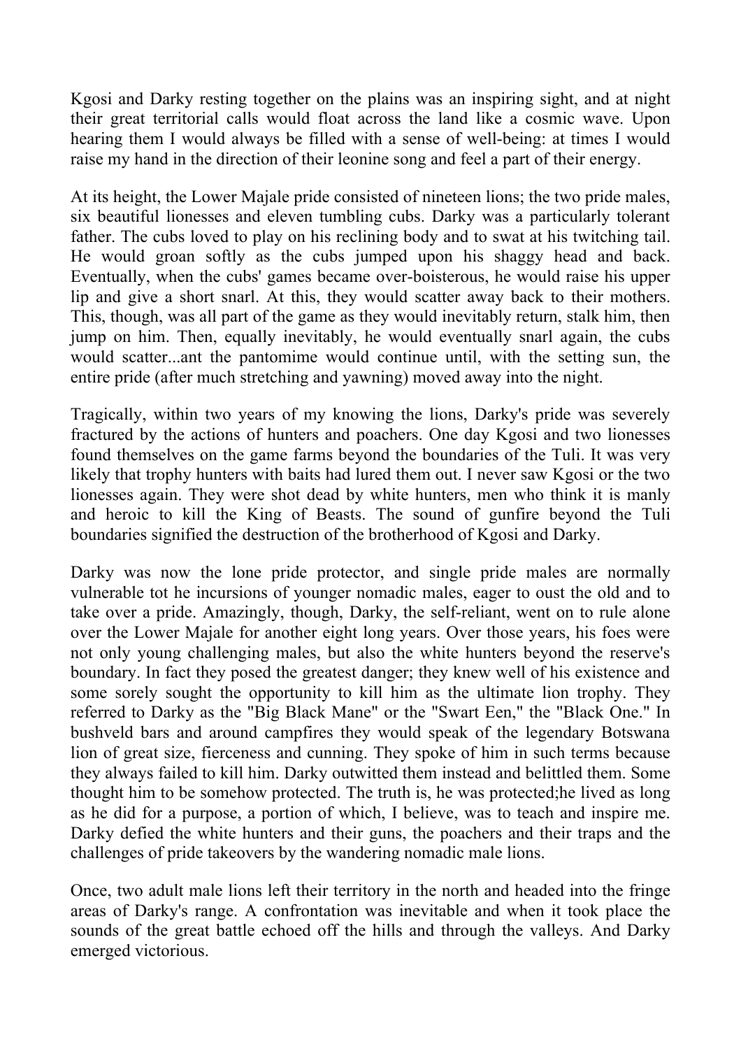Kgosi and Darky resting together on the plains was an inspiring sight, and at night their great territorial calls would float across the land like a cosmic wave. Upon hearing them I would always be filled with a sense of well-being: at times I would raise my hand in the direction of their leonine song and feel a part of their energy.

At its height, the Lower Majale pride consisted of nineteen lions; the two pride males, six beautiful lionesses and eleven tumbling cubs. Darky was a particularly tolerant father. The cubs loved to play on his reclining body and to swat at his twitching tail. He would groan softly as the cubs jumped upon his shaggy head and back. Eventually, when the cubs' games became over-boisterous, he would raise his upper lip and give a short snarl. At this, they would scatter away back to their mothers. This, though, was all part of the game as they would inevitably return, stalk him, then jump on him. Then, equally inevitably, he would eventually snarl again, the cubs would scatter...ant the pantomime would continue until, with the setting sun, the entire pride (after much stretching and yawning) moved away into the night.

Tragically, within two years of my knowing the lions, Darky's pride was severely fractured by the actions of hunters and poachers. One day Kgosi and two lionesses found themselves on the game farms beyond the boundaries of the Tuli. It was very likely that trophy hunters with baits had lured them out. I never saw Kgosi or the two lionesses again. They were shot dead by white hunters, men who think it is manly and heroic to kill the King of Beasts. The sound of gunfire beyond the Tuli boundaries signified the destruction of the brotherhood of Kgosi and Darky.

Darky was now the lone pride protector, and single pride males are normally vulnerable tot he incursions of younger nomadic males, eager to oust the old and to take over a pride. Amazingly, though, Darky, the self-reliant, went on to rule alone over the Lower Majale for another eight long years. Over those years, his foes were not only young challenging males, but also the white hunters beyond the reserve's boundary. In fact they posed the greatest danger; they knew well of his existence and some sorely sought the opportunity to kill him as the ultimate lion trophy. They referred to Darky as the "Big Black Mane" or the "Swart Een," the "Black One." In bushveld bars and around campfires they would speak of the legendary Botswana lion of great size, fierceness and cunning. They spoke of him in such terms because they always failed to kill him. Darky outwitted them instead and belittled them. Some thought him to be somehow protected. The truth is, he was protected;he lived as long as he did for a purpose, a portion of which, I believe, was to teach and inspire me. Darky defied the white hunters and their guns, the poachers and their traps and the challenges of pride takeovers by the wandering nomadic male lions.

Once, two adult male lions left their territory in the north and headed into the fringe areas of Darky's range. A confrontation was inevitable and when it took place the sounds of the great battle echoed off the hills and through the valleys. And Darky emerged victorious.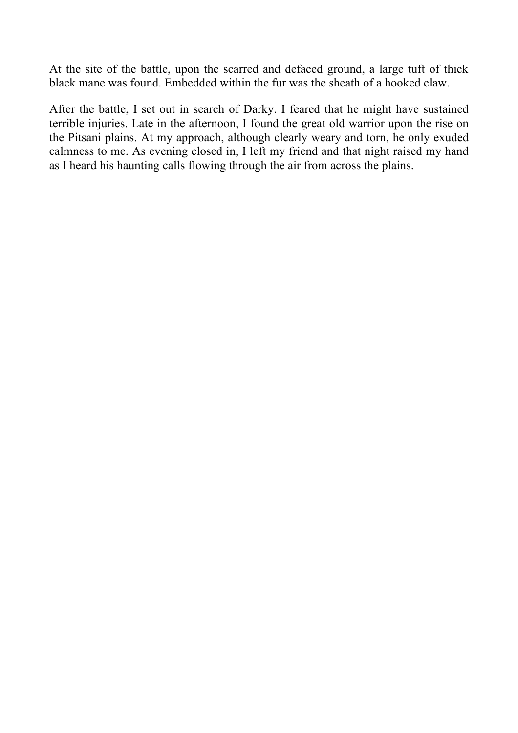At the site of the battle, upon the scarred and defaced ground, a large tuft of thick black mane was found. Embedded within the fur was the sheath of a hooked claw.

After the battle, I set out in search of Darky. I feared that he might have sustained terrible injuries. Late in the afternoon, I found the great old warrior upon the rise on the Pitsani plains. At my approach, although clearly weary and torn, he only exuded calmness to me. As evening closed in, I left my friend and that night raised my hand as I heard his haunting calls flowing through the air from across the plains.